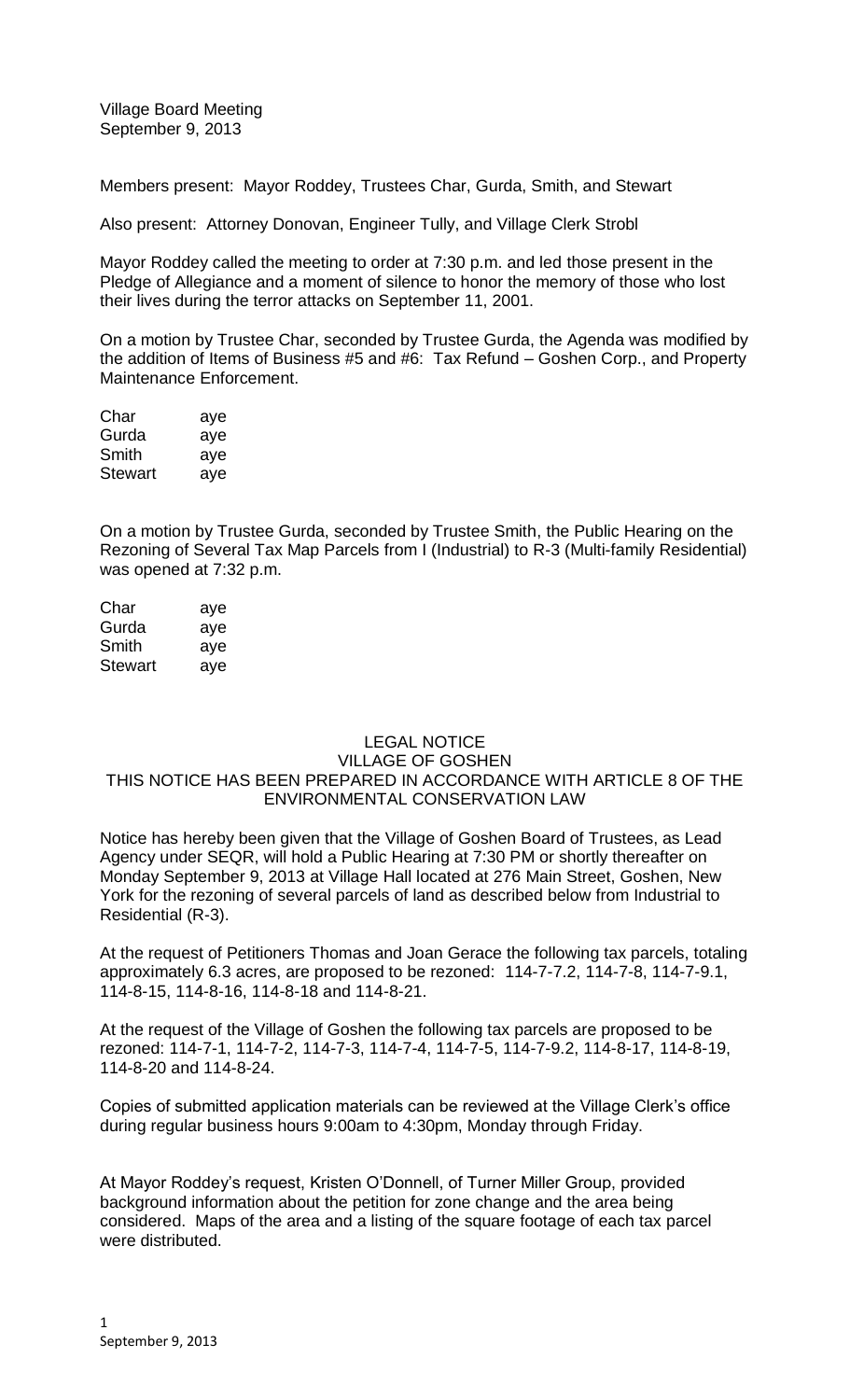Village Board Meeting
September 9, 2013

Members present: Mayor Roddey, Trustees Char, Gurda, Smith, and Stewart

Also present: Attorney Donovan, Engineer Tully, and Village Clerk Strobl

Mayor Roddey called the meeting to order at 7:30 p.m. and led those present in the Pledge of Allegiance and a moment of silence to honor the memory of those who lost their lives during the terror attacks on September 11, 2001.

On a motion by Trustee Char, seconded by Trustee Gurda, the Agenda was modified by the addition of Items of Business #5 and #6: Tax Refund – Goshen Corp., and Property Maintenance Enforcement.

| | |
|---|---|
| Char | aye |
| Gurda | aye |
| Smith | aye |
| Stewart | aye |

On a motion by Trustee Gurda, seconded by Trustee Smith, the Public Hearing on the Rezoning of Several Tax Map Parcels from I (Industrial) to R-3 (Multi-family Residential) was opened at 7:32 p.m.

| | |
|---|---|
| Char | aye |
| Gurda | aye |
| Smith | aye |
| Stewart | aye |

LEGAL NOTICE
VILLAGE OF GOSHEN
THIS NOTICE HAS BEEN PREPARED IN ACCORDANCE WITH ARTICLE 8 OF THE ENVIRONMENTAL CONSERVATION LAW

Notice has hereby been given that the Village of Goshen Board of Trustees, as Lead Agency under SEQR, will hold a Public Hearing at 7:30 PM or shortly thereafter on Monday September 9, 2013 at Village Hall located at 276 Main Street, Goshen, New York for the rezoning of several parcels of land as described below from Industrial to Residential (R-3).

At the request of Petitioners Thomas and Joan Gerace the following tax parcels, totaling approximately 6.3 acres, are proposed to be rezoned: 114-7-7.2, 114-7-8, 114-7-9.1, 114-8-15, 114-8-16, 114-8-18 and 114-8-21.

At the request of the Village of Goshen the following tax parcels are proposed to be rezoned: 114-7-1, 114-7-2, 114-7-3, 114-7-4, 114-7-5, 114-7-9.2, 114-8-17, 114-8-19, 114-8-20 and 114-8-24.

Copies of submitted application materials can be reviewed at the Village Clerk's office during regular business hours 9:00am to 4:30pm, Monday through Friday.

At Mayor Roddey's request, Kristen O'Donnell, of Turner Miller Group, provided background information about the petition for zone change and the area being considered. Maps of the area and a listing of the square footage of each tax parcel were distributed.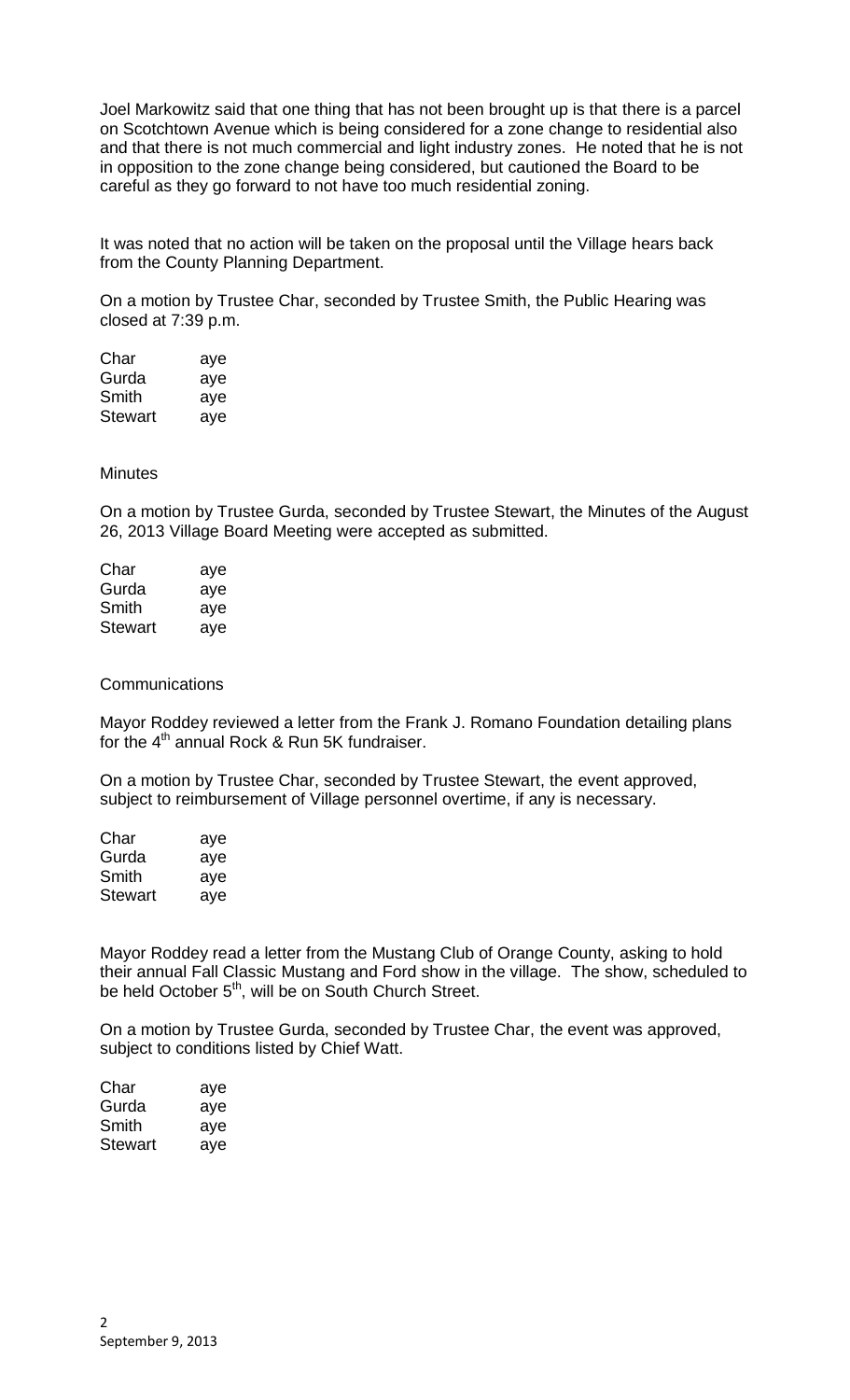Joel Markowitz said that one thing that has not been brought up is that there is a parcel on Scotchtown Avenue which is being considered for a zone change to residential also and that there is not much commercial and light industry zones. He noted that he is not in opposition to the zone change being considered, but cautioned the Board to be careful as they go forward to not have too much residential zoning.

It was noted that no action will be taken on the proposal until the Village hears back from the County Planning Department.

On a motion by Trustee Char, seconded by Trustee Smith, the Public Hearing was closed at 7:39 p.m.

| | |
|---|---|
| Char | aye |
| Gurda | aye |
| Smith | aye |
| Stewart | aye |

Minutes

On a motion by Trustee Gurda, seconded by Trustee Stewart, the Minutes of the August 26, 2013 Village Board Meeting were accepted as submitted.

| | |
|---|---|
| Char | aye |
| Gurda | aye |
| Smith | aye |
| Stewart | aye |

Communications

Mayor Roddey reviewed a letter from the Frank J. Romano Foundation detailing plans for the 4th annual Rock & Run 5K fundraiser.

On a motion by Trustee Char, seconded by Trustee Stewart, the event approved, subject to reimbursement of Village personnel overtime, if any is necessary.

| | |
|---|---|
| Char | aye |
| Gurda | aye |
| Smith | aye |
| Stewart | aye |

Mayor Roddey read a letter from the Mustang Club of Orange County, asking to hold their annual Fall Classic Mustang and Ford show in the village. The show, scheduled to be held October 5th, will be on South Church Street.

On a motion by Trustee Gurda, seconded by Trustee Char, the event was approved, subject to conditions listed by Chief Watt.

| | |
|---|---|
| Char | aye |
| Gurda | aye |
| Smith | aye |
| Stewart | aye |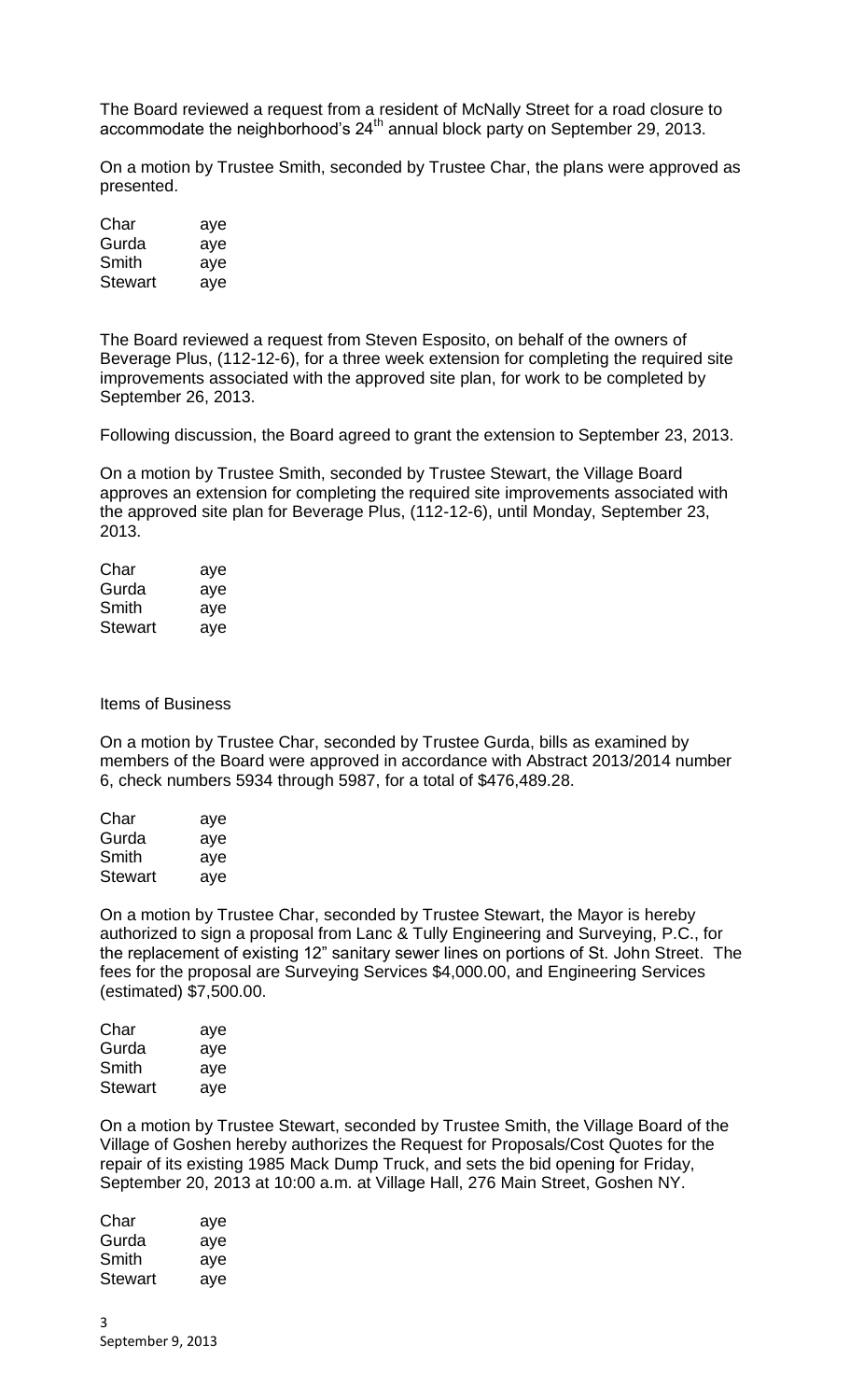The Board reviewed a request from a resident of McNally Street for a road closure to accommodate the neighborhood's 24th annual block party on September 29, 2013.

On a motion by Trustee Smith, seconded by Trustee Char, the plans were approved as presented.

| | |
|---|---|
| Char | aye |
| Gurda | aye |
| Smith | aye |
| Stewart | aye |

The Board reviewed a request from Steven Esposito, on behalf of the owners of Beverage Plus, (112-12-6), for a three week extension for completing the required site improvements associated with the approved site plan, for work to be completed by September 26, 2013.

Following discussion, the Board agreed to grant the extension to September 23, 2013.

On a motion by Trustee Smith, seconded by Trustee Stewart, the Village Board approves an extension for completing the required site improvements associated with the approved site plan for Beverage Plus, (112-12-6), until Monday, September 23, 2013.

| | |
|---|---|
| Char | aye |
| Gurda | aye |
| Smith | aye |
| Stewart | aye |

Items of Business

On a motion by Trustee Char, seconded by Trustee Gurda, bills as examined by members of the Board were approved in accordance with Abstract 2013/2014 number 6, check numbers 5934 through 5987, for a total of $476,489.28.

| | |
|---|---|
| Char | aye |
| Gurda | aye |
| Smith | aye |
| Stewart | aye |

On a motion by Trustee Char, seconded by Trustee Stewart, the Mayor is hereby authorized to sign a proposal from Lanc & Tully Engineering and Surveying, P.C., for the replacement of existing 12" sanitary sewer lines on portions of St. John Street. The fees for the proposal are Surveying Services $4,000.00, and Engineering Services (estimated) $7,500.00.

| | |
|---|---|
| Char | aye |
| Gurda | aye |
| Smith | aye |
| Stewart | aye |

On a motion by Trustee Stewart, seconded by Trustee Smith, the Village Board of the Village of Goshen hereby authorizes the Request for Proposals/Cost Quotes for the repair of its existing 1985 Mack Dump Truck, and sets the bid opening for Friday, September 20, 2013 at 10:00 a.m. at Village Hall, 276 Main Street, Goshen NY.

| | |
|---|---|
| Char | aye |
| Gurda | aye |
| Smith | aye |
| Stewart | aye |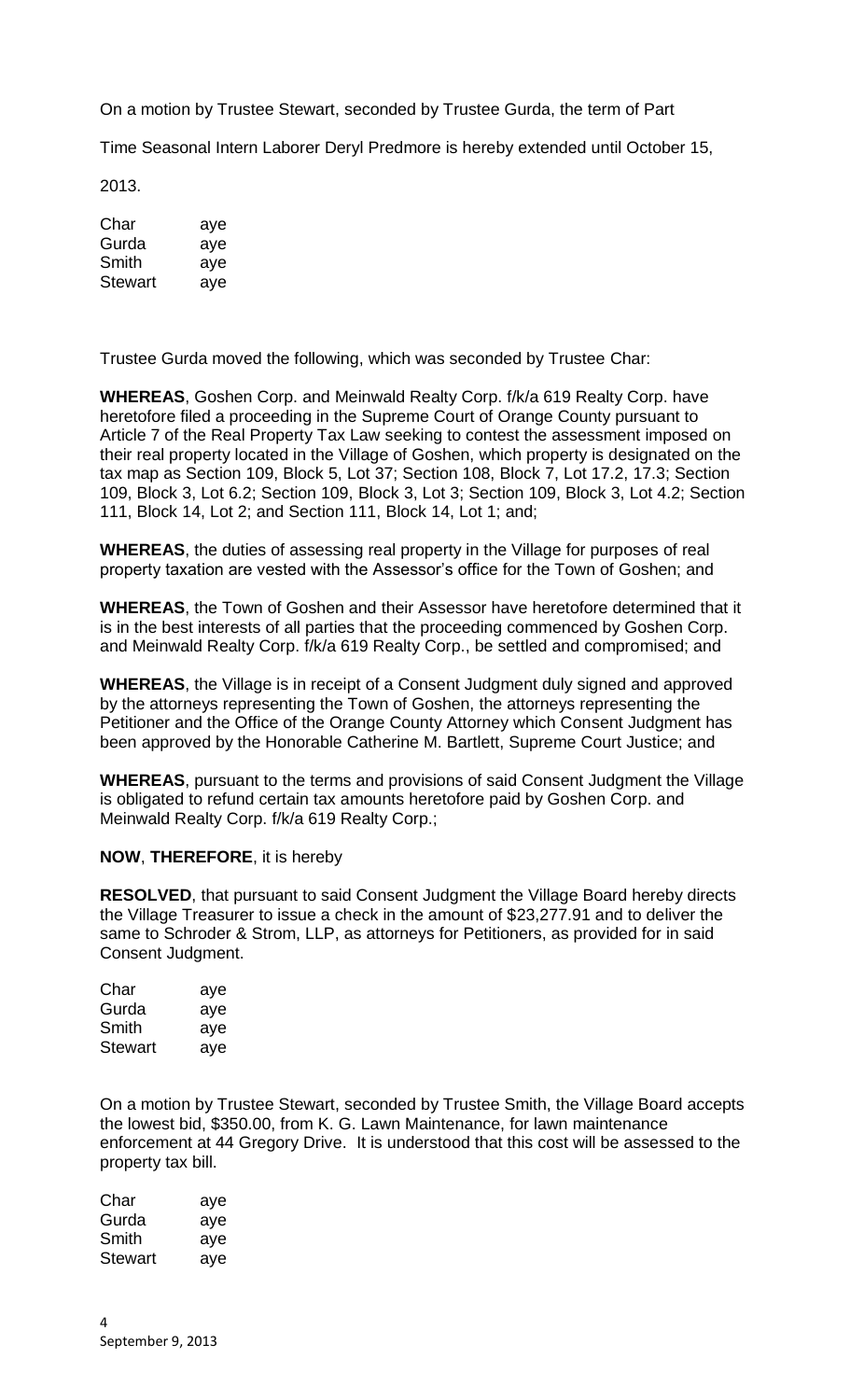On a motion by Trustee Stewart, seconded by Trustee Gurda, the term of Part Time Seasonal Intern Laborer Deryl Predmore is hereby extended until October 15, 2013.

| | |
|---|---|
| Char | aye |
| Gurda | aye |
| Smith | aye |
| Stewart | aye |

Trustee Gurda moved the following, which was seconded by Trustee Char:

**WHEREAS**, Goshen Corp. and Meinwald Realty Corp. f/k/a 619 Realty Corp. have heretofore filed a proceeding in the Supreme Court of Orange County pursuant to Article 7 of the Real Property Tax Law seeking to contest the assessment imposed on their real property located in the Village of Goshen, which property is designated on the tax map as Section 109, Block 5, Lot 37; Section 108, Block 7, Lot 17.2, 17.3; Section 109, Block 3, Lot 6.2; Section 109, Block 3, Lot 3; Section 109, Block 3, Lot 4.2; Section 111, Block 14, Lot 2; and Section 111, Block 14, Lot 1; and;

**WHEREAS**, the duties of assessing real property in the Village for purposes of real property taxation are vested with the Assessor's office for the Town of Goshen; and

**WHEREAS**, the Town of Goshen and their Assessor have heretofore determined that it is in the best interests of all parties that the proceeding commenced by Goshen Corp. and Meinwald Realty Corp. f/k/a 619 Realty Corp., be settled and compromised; and

**WHEREAS**, the Village is in receipt of a Consent Judgment duly signed and approved by the attorneys representing the Town of Goshen, the attorneys representing the Petitioner and the Office of the Orange County Attorney which Consent Judgment has been approved by the Honorable Catherine M. Bartlett, Supreme Court Justice; and

**WHEREAS**, pursuant to the terms and provisions of said Consent Judgment the Village is obligated to refund certain tax amounts heretofore paid by Goshen Corp. and Meinwald Realty Corp. f/k/a 619 Realty Corp.;

**NOW**, **THEREFORE**, it is hereby

**RESOLVED**, that pursuant to said Consent Judgment the Village Board hereby directs the Village Treasurer to issue a check in the amount of $23,277.91 and to deliver the same to Schroder & Strom, LLP, as attorneys for Petitioners, as provided for in said Consent Judgment.

| | |
|---|---|
| Char | aye |
| Gurda | aye |
| Smith | aye |
| Stewart | aye |

On a motion by Trustee Stewart, seconded by Trustee Smith, the Village Board accepts the lowest bid, $350.00, from K. G. Lawn Maintenance, for lawn maintenance enforcement at 44 Gregory Drive. It is understood that this cost will be assessed to the property tax bill.

| | |
|---|---|
| Char | aye |
| Gurda | aye |
| Smith | aye |
| Stewart | aye |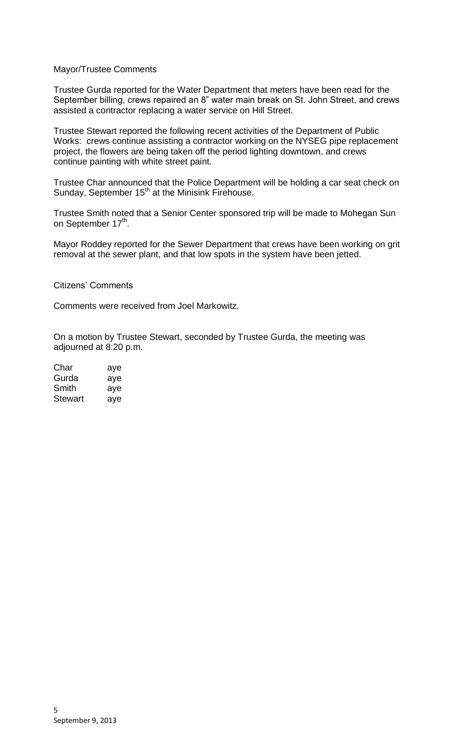Mayor/Trustee Comments

Trustee Gurda reported for the Water Department that meters have been read for the September billing, crews repaired an 8" water main break on St. John Street, and crews assisted a contractor replacing a water service on Hill Street.

Trustee Stewart reported the following recent activities of the Department of Public Works: crews continue assisting a contractor working on the NYSEG pipe replacement project, the flowers are being taken off the period lighting downtown, and crews continue painting with white street paint.

Trustee Char announced that the Police Department will be holding a car seat check on Sunday, September 15th at the Minisink Firehouse.

Trustee Smith noted that a Senior Center sponsored trip will be made to Mohegan Sun on September 17th.

Mayor Roddey reported for the Sewer Department that crews have been working on grit removal at the sewer plant, and that low spots in the system have been jetted.

Citizens' Comments

Comments were received from Joel Markowitz.

On a motion by Trustee Stewart, seconded by Trustee Gurda, the meeting was adjourned at 8:20 p.m.

| | |
|---|---|
| Char | aye |
| Gurda | aye |
| Smith | aye |
| Stewart | aye |